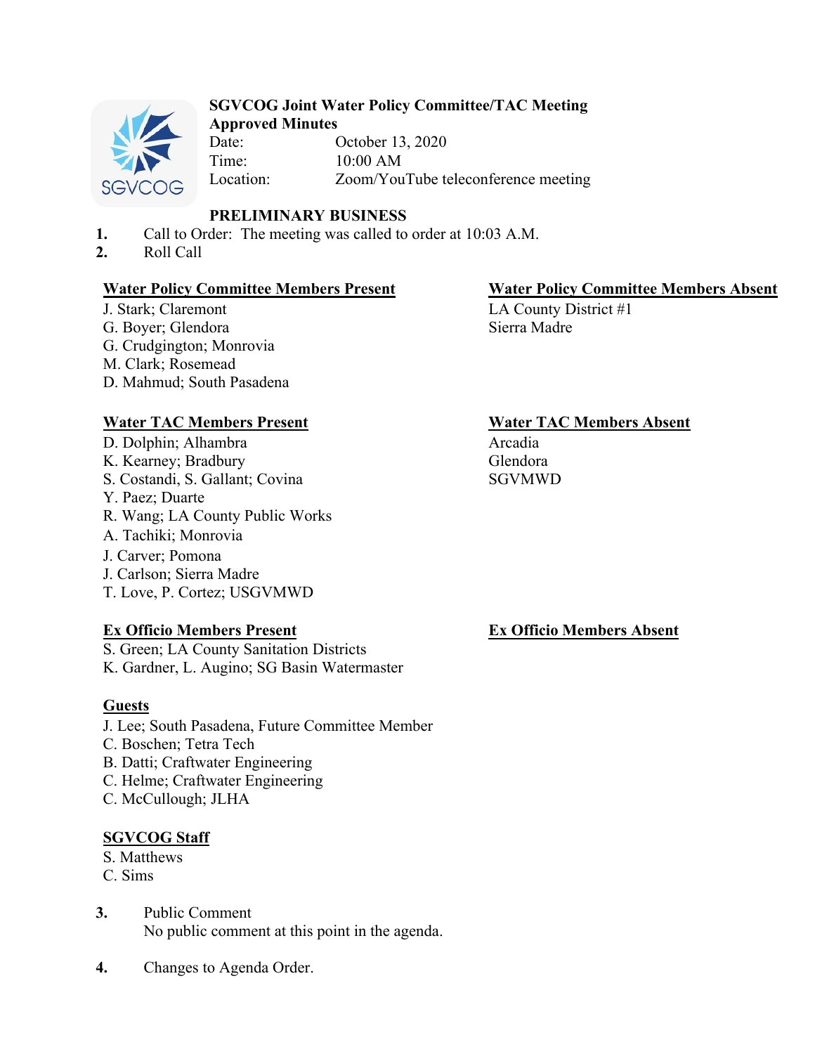**SGVCOG Joint Water Policy Committee/TAC Meeting**
**Approved Minutes**

Date: October 13, 2020
Time: 10:00 AM
Location: Zoom/YouTube teleconference meeting

**PRELIMINARY BUSINESS**

1. Call to Order: The meeting was called to order at 10:03 A.M.
2. Roll Call

**Water Policy Committee Members Present**
J. Stark; Claremont
G. Boyer; Glendora
G. Crudgington; Monrovia
M. Clark; Rosemead
D. Mahmud; South Pasadena

**Water Policy Committee Members Absent**
LA County District #1
Sierra Madre

**Water TAC Members Present**
D. Dolphin; Alhambra
K. Kearney; Bradbury
S. Costandi, S. Gallant; Covina
Y. Paez; Duarte
R. Wang; LA County Public Works
A. Tachiki; Monrovia
J. Carver; Pomona
J. Carlson; Sierra Madre
T. Love, P. Cortez; USGVMWD

**Water TAC Members Absent**
Arcadia
Glendora
SGVMWD

**Ex Officio Members Present**
S. Green; LA County Sanitation Districts
K. Gardner, L. Augino; SG Basin Watermaster

**Ex Officio Members Absent**

**Guests**
J. Lee; South Pasadena, Future Committee Member
C. Boschen; Tetra Tech
B. Datti; Craftwater Engineering
C. Helme; Craftwater Engineering
C. McCullough; JLHA

**SGVCOG Staff**
S. Matthews
C. Sims

3. Public Comment
   No public comment at this point in the agenda.

4. Changes to Agenda Order.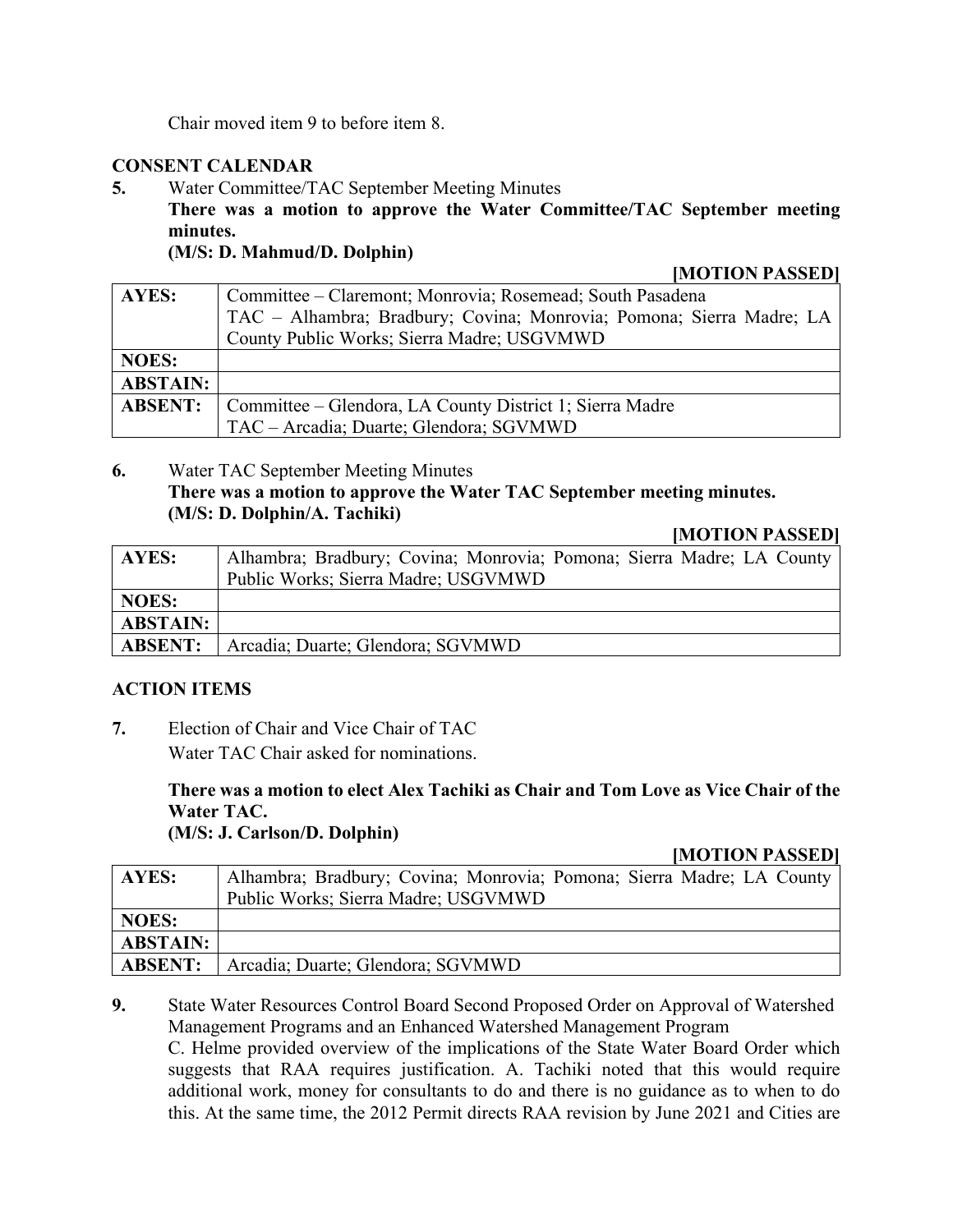Chair moved item 9 to before item 8.

## CONSENT CALENDAR

**5.** Water Committee/TAC September Meeting Minutes

**There was a motion to approve the Water Committee/TAC September meeting minutes.**
**(M/S: D. Mahmud/D. Dolphin)**

**[MOTION PASSED]**

| | |
|---|---|
| **AYES:** | Committee – Claremont; Monrovia; Rosemead; South Pasadena<br>TAC – Alhambra; Bradbury; Covina; Monrovia; Pomona; Sierra Madre; LA County Public Works; Sierra Madre; USGVMWD |
| **NOES:** | |
| **ABSTAIN:** | |
| **ABSENT:** | Committee – Glendora, LA County District 1; Sierra Madre<br>TAC – Arcadia; Duarte; Glendora; SGVMWD |

**6.** Water TAC September Meeting Minutes

**There was a motion to approve the Water TAC September meeting minutes.**
**(M/S: D. Dolphin/A. Tachiki)**

**[MOTION PASSED]**

| | |
|---|---|
| **AYES:** | Alhambra; Bradbury; Covina; Monrovia; Pomona; Sierra Madre; LA County Public Works; Sierra Madre; USGVMWD |
| **NOES:** | |
| **ABSTAIN:** | |
| **ABSENT:** | Arcadia; Duarte; Glendora; SGVMWD |

## ACTION ITEMS

**7.** Election of Chair and Vice Chair of TAC

Water TAC Chair asked for nominations.

**There was a motion to elect Alex Tachiki as Chair and Tom Love as Vice Chair of the Water TAC.**
**(M/S: J. Carlson/D. Dolphin)**

**[MOTION PASSED]**

| | |
|---|---|
| **AYES:** | Alhambra; Bradbury; Covina; Monrovia; Pomona; Sierra Madre; LA County Public Works; Sierra Madre; USGVMWD |
| **NOES:** | |
| **ABSTAIN:** | |
| **ABSENT:** | Arcadia; Duarte; Glendora; SGVMWD |

**9.** State Water Resources Control Board Second Proposed Order on Approval of Watershed Management Programs and an Enhanced Watershed Management Program

C. Helme provided overview of the implications of the State Water Board Order which suggests that RAA requires justification. A. Tachiki noted that this would require additional work, money for consultants to do and there is no guidance as to when to do this. At the same time, the 2012 Permit directs RAA revision by June 2021 and Cities are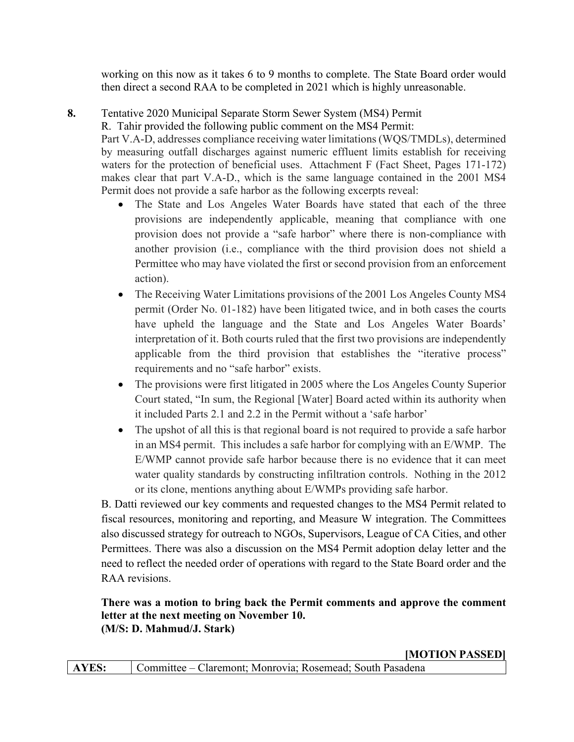working on this now as it takes 6 to 9 months to complete. The State Board order would then direct a second RAA to be completed in 2021 which is highly unreasonable.

**8.** Tentative 2020 Municipal Separate Storm Sewer System (MS4) Permit

R. Tahir provided the following public comment on the MS4 Permit:

Part V.A-D, addresses compliance receiving water limitations (WQS/TMDLs), determined by measuring outfall discharges against numeric effluent limits establish for receiving waters for the protection of beneficial uses. Attachment F (Fact Sheet, Pages 171-172) makes clear that part V.A-D., which is the same language contained in the 2001 MS4 Permit does not provide a safe harbor as the following excerpts reveal:

- The State and Los Angeles Water Boards have stated that each of the three provisions are independently applicable, meaning that compliance with one provision does not provide a "safe harbor" where there is non-compliance with another provision (i.e., compliance with the third provision does not shield a Permittee who may have violated the first or second provision from an enforcement action).
- The Receiving Water Limitations provisions of the 2001 Los Angeles County MS4 permit (Order No. 01-182) have been litigated twice, and in both cases the courts have upheld the language and the State and Los Angeles Water Boards' interpretation of it. Both courts ruled that the first two provisions are independently applicable from the third provision that establishes the "iterative process" requirements and no "safe harbor" exists.
- The provisions were first litigated in 2005 where the Los Angeles County Superior Court stated, "In sum, the Regional [Water] Board acted within its authority when it included Parts 2.1 and 2.2 in the Permit without a 'safe harbor'
- The upshot of all this is that regional board is not required to provide a safe harbor in an MS4 permit. This includes a safe harbor for complying with an E/WMP. The E/WMP cannot provide safe harbor because there is no evidence that it can meet water quality standards by constructing infiltration controls. Nothing in the 2012 or its clone, mentions anything about E/WMPs providing safe harbor.

B. Datti reviewed our key comments and requested changes to the MS4 Permit related to fiscal resources, monitoring and reporting, and Measure W integration. The Committees also discussed strategy for outreach to NGOs, Supervisors, League of CA Cities, and other Permittees. There was also a discussion on the MS4 Permit adoption delay letter and the need to reflect the needed order of operations with regard to the State Board order and the RAA revisions.

**There was a motion to bring back the Permit comments and approve the comment letter at the next meeting on November 10.**
**(M/S: D. Mahmud/J. Stark)**

**[MOTION PASSED]**

| **AYES:** | Committee – Claremont; Monrovia; Rosemead; South Pasadena |
|---|---|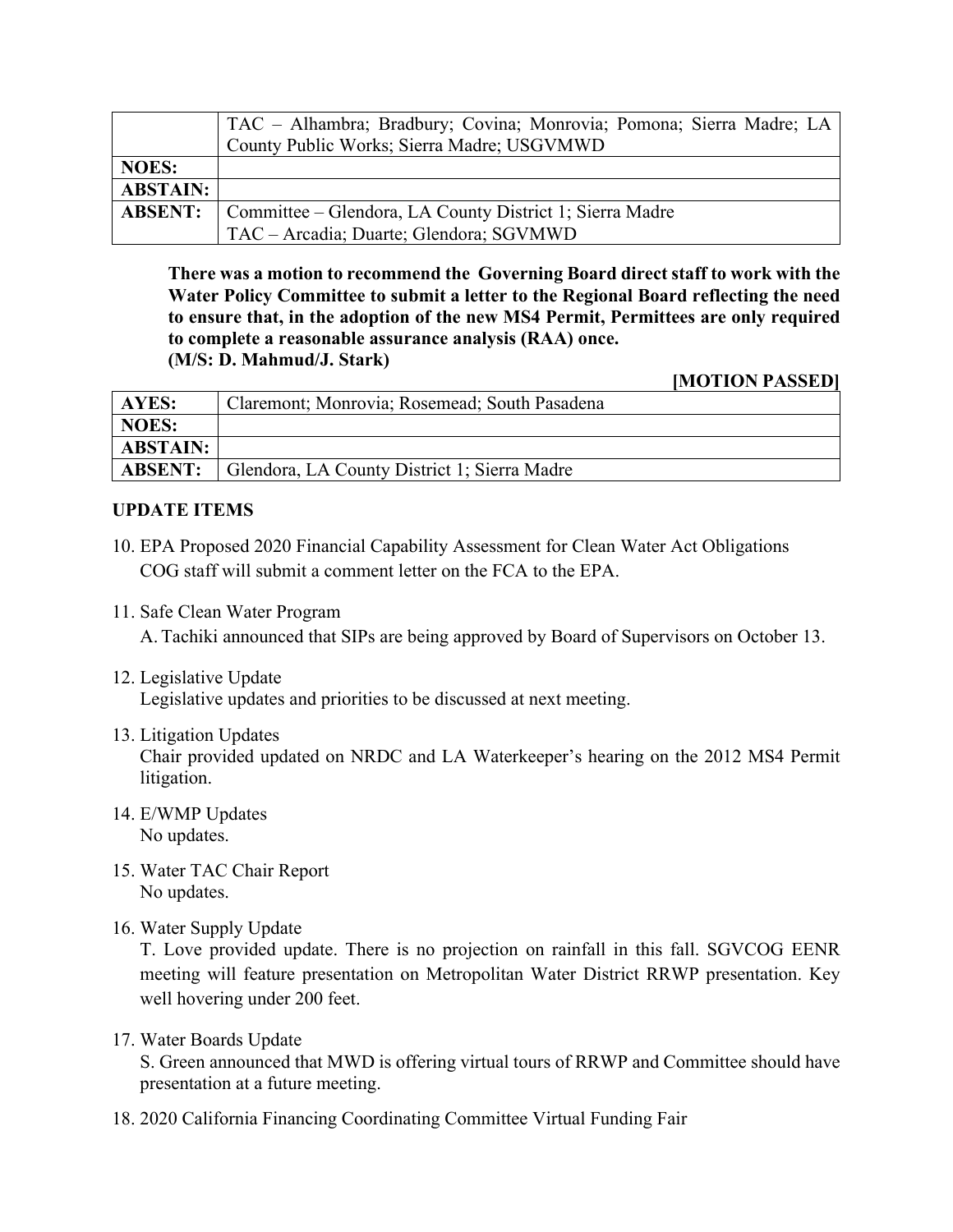| | TAC – Alhambra; Bradbury; Covina; Monrovia; Pomona; Sierra Madre; LA County Public Works; Sierra Madre; USGVMWD |
|---|---|
| **NOES:** | |
| **ABSTAIN:** | |
| **ABSENT:** | Committee – Glendora, LA County District 1; Sierra Madre<br>TAC – Arcadia; Duarte; Glendora; SGVMWD |

**There was a motion to recommend the Governing Board direct staff to work with the Water Policy Committee to submit a letter to the Regional Board reflecting the need to ensure that, in the adoption of the new MS4 Permit, Permittees are only required to complete a reasonable assurance analysis (RAA) once.**
**(M/S: D. Mahmud/J. Stark)**

**[MOTION PASSED]**

| **AYES:** | Claremont; Monrovia; Rosemead; South Pasadena |
|---|---|
| **NOES:** | |
| **ABSTAIN:** | |
| **ABSENT:** | Glendora, LA County District 1; Sierra Madre |

**UPDATE ITEMS**

10. EPA Proposed 2020 Financial Capability Assessment for Clean Water Act Obligations
    COG staff will submit a comment letter on the FCA to the EPA.

11. Safe Clean Water Program
    A. Tachiki announced that SIPs are being approved by Board of Supervisors on October 13.

12. Legislative Update
    Legislative updates and priorities to be discussed at next meeting.

13. Litigation Updates
    Chair provided updated on NRDC and LA Waterkeeper's hearing on the 2012 MS4 Permit litigation.

14. E/WMP Updates
    No updates.

15. Water TAC Chair Report
    No updates.

16. Water Supply Update
    T. Love provided update. There is no projection on rainfall in this fall. SGVCOG EENR meeting will feature presentation on Metropolitan Water District RRWP presentation. Key well hovering under 200 feet.

17. Water Boards Update
    S. Green announced that MWD is offering virtual tours of RRWP and Committee should have presentation at a future meeting.

18. 2020 California Financing Coordinating Committee Virtual Funding Fair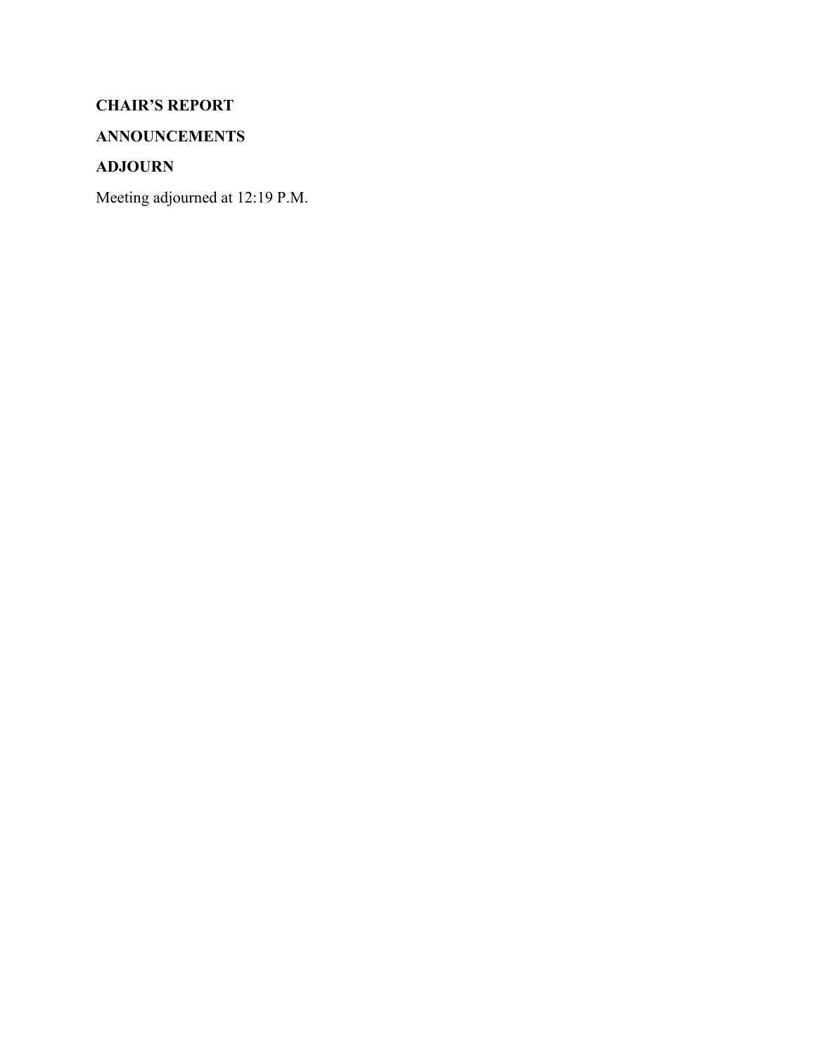**CHAIR'S REPORT**

**ANNOUNCEMENTS**

**ADJOURN**

Meeting adjourned at 12:19 P.M.